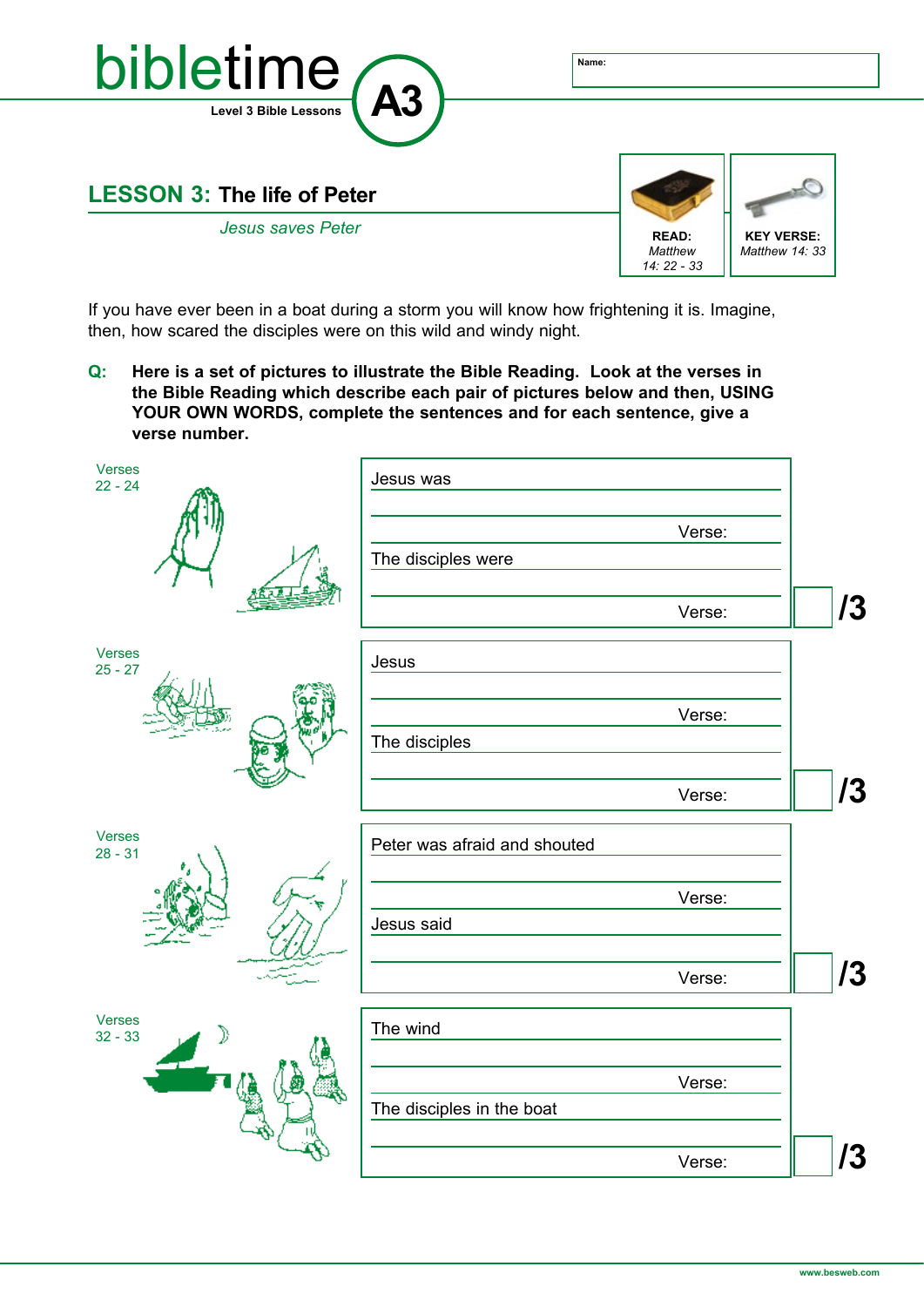# bibletime A3

Level 3 Bible Lessons

Name:

## LESSON 3: The life of Peter

*Jesus saves Peter*

**READ:** *Matthew 14: 22 - 33*

**KEY VERSE:** *Matthew 14: 33*

If you have ever been in a boat during a storm you will know how frightening it is. Imagine, then, how scared the disciples were on this wild and windy night.

**Q: Here is a set of pictures to illustrate the Bible Reading. Look at the verses in the Bible Reading which describe each pair of pictures below and then, USING YOUR OWN WORDS, complete the sentences and for each sentence, give a verse number.**

Verses 22 - 24

Jesus was

Verse:

The disciples were

Verse:

/3

Verses 25 - 27

Jesus

Verse:

The disciples

Verse:

/3

Verses 28 - 31

Peter was afraid and shouted

Verse:

Jesus said

Verse:

/3

Verses 32 - 33

The wind

Verse:

The disciples in the boat

Verse:

/3

www.besweb.com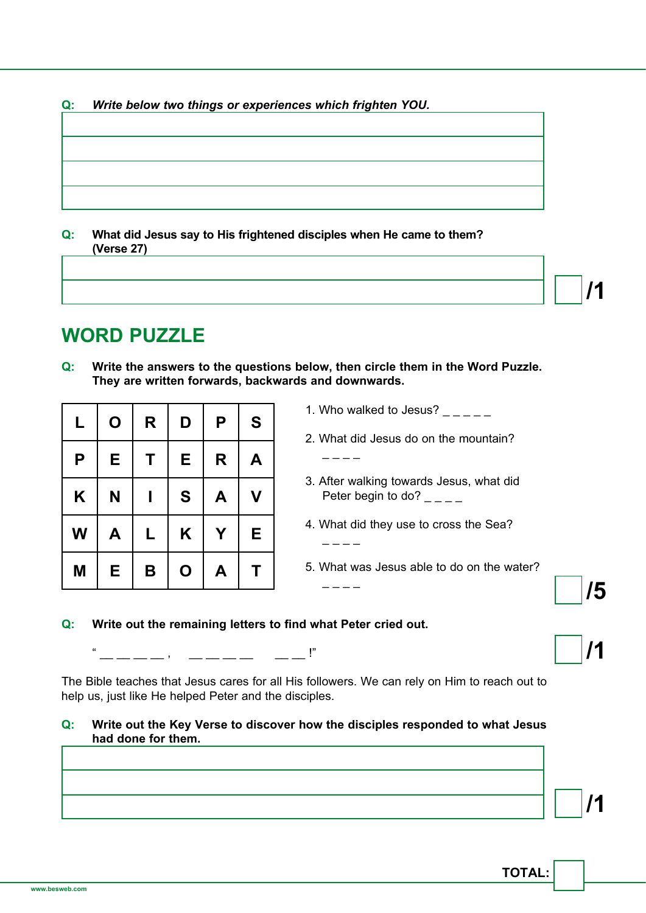**Q:** ***Write below two things or experiences which frighten YOU.***

**Q: What did Jesus say to His frightened disciples when He came to them? (Verse 27)**

/1

## WORD PUZZLE

**Q: Write the answers to the questions below, then circle them in the Word Puzzle. They are written forwards, backwards and downwards.**

| | | | | | |
|---|---|---|---|---|---|
| L | O | R | D | P | S |
| P | E | T | E | R | A |
| K | N | I | S | A | V |
| W | A | L | K | Y | E |
| M | E | B | O | A | T |

1. Who walked to Jesus? _ _ _ _ _
2. What did Jesus do on the mountain? _ _ _ _
3. After walking towards Jesus, what did Peter begin to do? _ _ _ _
4. What did they use to cross the Sea? _ _ _ _
5. What was Jesus able to do on the water? _ _ _ _

/5

**Q: Write out the remaining letters to find what Peter cried out.**

"_ _ _ _ , _ _ _ _ _ _ !"

/1

The Bible teaches that Jesus cares for all His followers. We can rely on Him to reach out to help us, just like He helped Peter and the disciples.

**Q: Write out the Key Verse to discover how the disciples responded to what Jesus had done for them.**

/1

**TOTAL:**